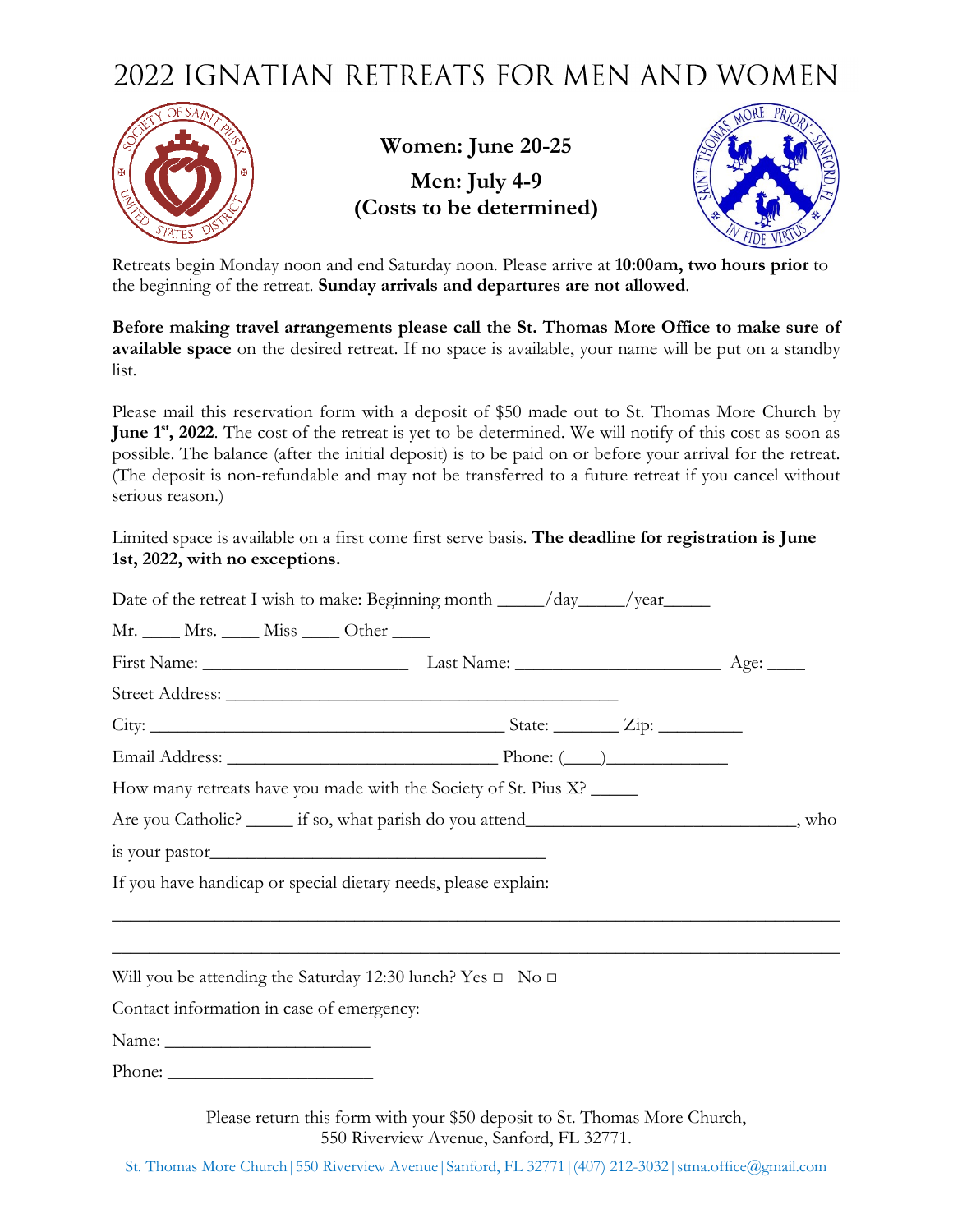# 2022 IGNATIAN RETREATS FOR MEN AND WOMEN

**Women: June 20-25**

**Men: July 4-9**

**(Costs to be determined)**

Retreats begin Monday noon and end Saturday noon. Please arrive at **10:00am, two hours prior** to the beginning of the retreat. **Sunday arrivals and departures are not allowed**.

**Before making travel arrangements please call the St. Thomas More Office to make sure of available space** on the desired retreat. If no space is available, your name will be put on a standby list.

Please mail this reservation form with a deposit of $50 made out to St. Thomas More Church by **June 1st, 2022**. The cost of the retreat is yet to be determined. We will notify of this cost as soon as possible. The balance (after the initial deposit) is to be paid on or before your arrival for the retreat. (The deposit is non-refundable and may not be transferred to a future retreat if you cancel without serious reason.)

Limited space is available on a first come first serve basis. **The deadline for registration is June 1st, 2022, with no exceptions.**

Date of the retreat I wish to make: Beginning month _____/day_____/year_____

Mr. ____ Mrs. ____ Miss ____ Other ____

First Name: ______________________ Last Name: ______________________ Age: ____

Street Address: ____________________________________________

City: ______________________________________ State: _______ Zip: _________

Email Address: ____________________________ Phone: (____)_____________

How many retreats have you made with the Society of St. Pius X? _____

Are you Catholic? _____ if so, what parish do you attend_____________________________, who is your pastor_____________________________________

If you have handicap or special dietary needs, please explain:

_______________________________________________________________________________

_______________________________________________________________________________

Will you be attending the Saturday 12:30 lunch? Yes □ No □

Contact information in case of emergency:

Name: ______________________

Phone: ______________________

Please return this form with your $50 deposit to St. Thomas More Church, 550 Riverview Avenue, Sanford, FL 32771.

St. Thomas More Church | 550 Riverview Avenue | Sanford, FL 32771 | (407) 212-3032 | stma.office@gmail.com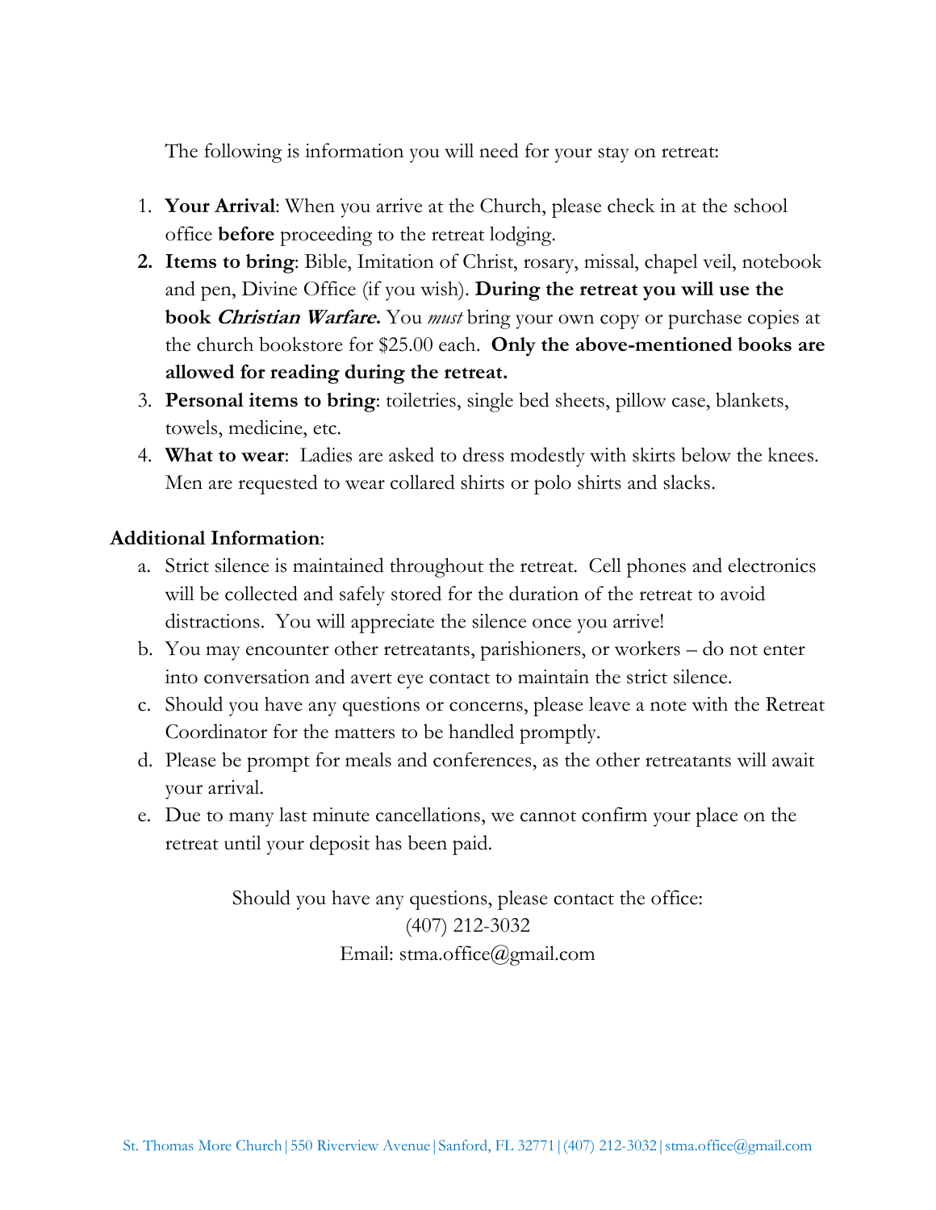The following is information you will need for your stay on retreat:

1. **Your Arrival**: When you arrive at the Church, please check in at the school office **before** proceeding to the retreat lodging.
2. **Items to bring**: Bible, Imitation of Christ, rosary, missal, chapel veil, notebook and pen, Divine Office (if you wish). **During the retreat you will use the book *Christian Warfare.*** You *must* bring your own copy or purchase copies at the church bookstore for $25.00 each. **Only the above-mentioned books are allowed for reading during the retreat.**
3. **Personal items to bring**: toiletries, single bed sheets, pillow case, blankets, towels, medicine, etc.
4. **What to wear**: Ladies are asked to dress modestly with skirts below the knees. Men are requested to wear collared shirts or polo shirts and slacks.

**Additional Information**:

a. Strict silence is maintained throughout the retreat. Cell phones and electronics will be collected and safely stored for the duration of the retreat to avoid distractions. You will appreciate the silence once you arrive!
b. You may encounter other retreatants, parishioners, or workers – do not enter into conversation and avert eye contact to maintain the strict silence.
c. Should you have any questions or concerns, please leave a note with the Retreat Coordinator for the matters to be handled promptly.
d. Please be prompt for meals and conferences, as the other retreatants will await your arrival.
e. Due to many last minute cancellations, we cannot confirm your place on the retreat until your deposit has been paid.

Should you have any questions, please contact the office:
(407) 212-3032
Email: stma.office@gmail.com